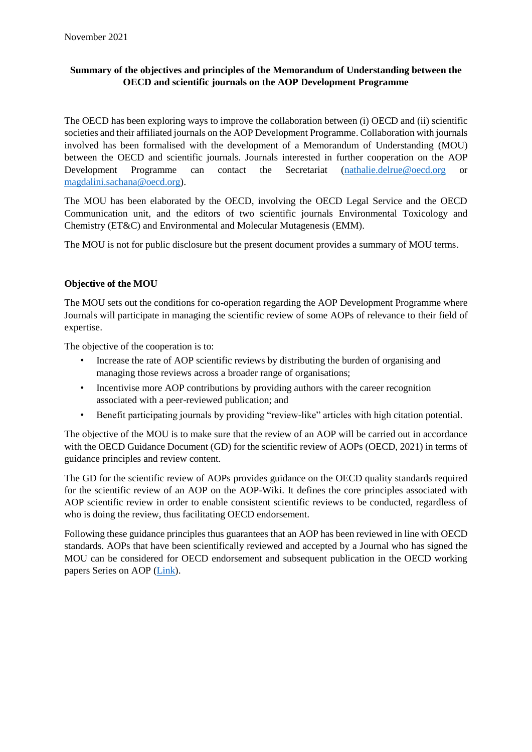November 2021

**Summary of the objectives and principles of the Memorandum of Understanding between the OECD and scientific journals on the AOP Development Programme**

The OECD has been exploring ways to improve the collaboration between (i) OECD and (ii) scientific societies and their affiliated journals on the AOP Development Programme. Collaboration with journals involved has been formalised with the development of a Memorandum of Understanding (MOU) between the OECD and scientific journals. Journals interested in further cooperation on the AOP Development Programme can contact the Secretariat (nathalie.delrue@oecd.org or magdalini.sachana@oecd.org).

The MOU has been elaborated by the OECD, involving the OECD Legal Service and the OECD Communication unit, and the editors of two scientific journals Environmental Toxicology and Chemistry (ET&C) and Environmental and Molecular Mutagenesis (EMM).

The MOU is not for public disclosure but the present document provides a summary of MOU terms.

### Objective of the MOU

The MOU sets out the conditions for co-operation regarding the AOP Development Programme where Journals will participate in managing the scientific review of some AOPs of relevance to their field of expertise.

The objective of the cooperation is to:

- Increase the rate of AOP scientific reviews by distributing the burden of organising and managing those reviews across a broader range of organisations;
- Incentivise more AOP contributions by providing authors with the career recognition associated with a peer-reviewed publication; and
- Benefit participating journals by providing "review-like" articles with high citation potential.

The objective of the MOU is to make sure that the review of an AOP will be carried out in accordance with the OECD Guidance Document (GD) for the scientific review of AOPs (OECD, 2021) in terms of guidance principles and review content.

The GD for the scientific review of AOPs provides guidance on the OECD quality standards required for the scientific review of an AOP on the AOP-Wiki. It defines the core principles associated with AOP scientific review in order to enable consistent scientific reviews to be conducted, regardless of who is doing the review, thus facilitating OECD endorsement.

Following these guidance principles thus guarantees that an AOP has been reviewed in line with OECD standards. AOPs that have been scientifically reviewed and accepted by a Journal who has signed the MOU can be considered for OECD endorsement and subsequent publication in the OECD working papers Series on AOP (Link).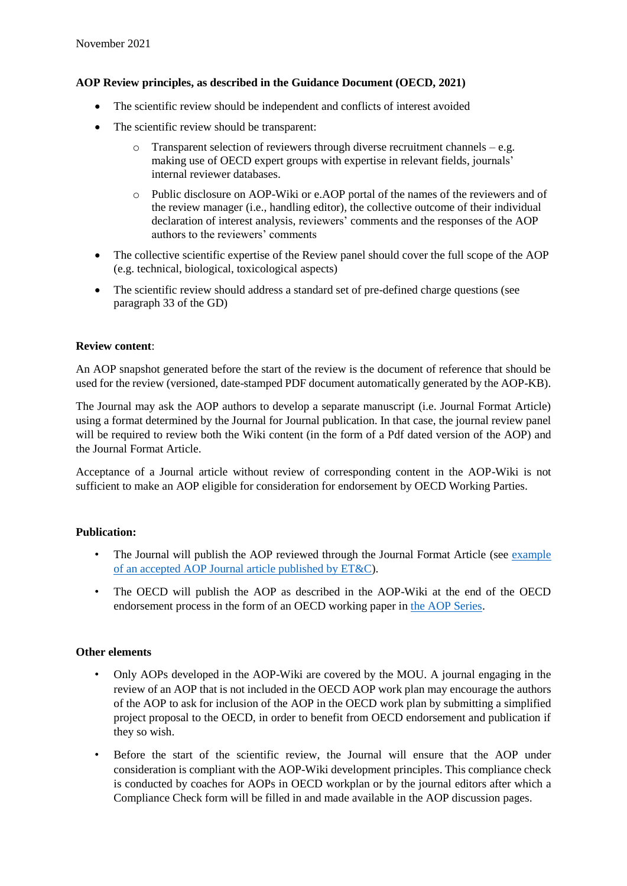November 2021

**AOP Review principles, as described in the Guidance Document (OECD, 2021)**

- The scientific review should be independent and conflicts of interest avoided
- The scientific review should be transparent:
  - Transparent selection of reviewers through diverse recruitment channels – e.g. making use of OECD expert groups with expertise in relevant fields, journals' internal reviewer databases.
  - Public disclosure on AOP-Wiki or e.AOP portal of the names of the reviewers and of the review manager (i.e., handling editor), the collective outcome of their individual declaration of interest analysis, reviewers' comments and the responses of the AOP authors to the reviewers' comments
- The collective scientific expertise of the Review panel should cover the full scope of the AOP (e.g. technical, biological, toxicological aspects)
- The scientific review should address a standard set of pre-defined charge questions (see paragraph 33 of the GD)

**Review content**:

An AOP snapshot generated before the start of the review is the document of reference that should be used for the review (versioned, date-stamped PDF document automatically generated by the AOP-KB).

The Journal may ask the AOP authors to develop a separate manuscript (i.e. Journal Format Article) using a format determined by the Journal for Journal publication. In that case, the journal review panel will be required to review both the Wiki content (in the form of a Pdf dated version of the AOP) and the Journal Format Article.

Acceptance of a Journal article without review of corresponding content in the AOP-Wiki is not sufficient to make an AOP eligible for consideration for endorsement by OECD Working Parties.

**Publication:**

- The Journal will publish the AOP reviewed through the Journal Format Article (see example of an accepted AOP Journal article published by ET&C).
- The OECD will publish the AOP as described in the AOP-Wiki at the end of the OECD endorsement process in the form of an OECD working paper in the AOP Series.

**Other elements**

- Only AOPs developed in the AOP-Wiki are covered by the MOU. A journal engaging in the review of an AOP that is not included in the OECD AOP work plan may encourage the authors of the AOP to ask for inclusion of the AOP in the OECD work plan by submitting a simplified project proposal to the OECD, in order to benefit from OECD endorsement and publication if they so wish.
- Before the start of the scientific review, the Journal will ensure that the AOP under consideration is compliant with the AOP-Wiki development principles. This compliance check is conducted by coaches for AOPs in OECD workplan or by the journal editors after which a Compliance Check form will be filled in and made available in the AOP discussion pages.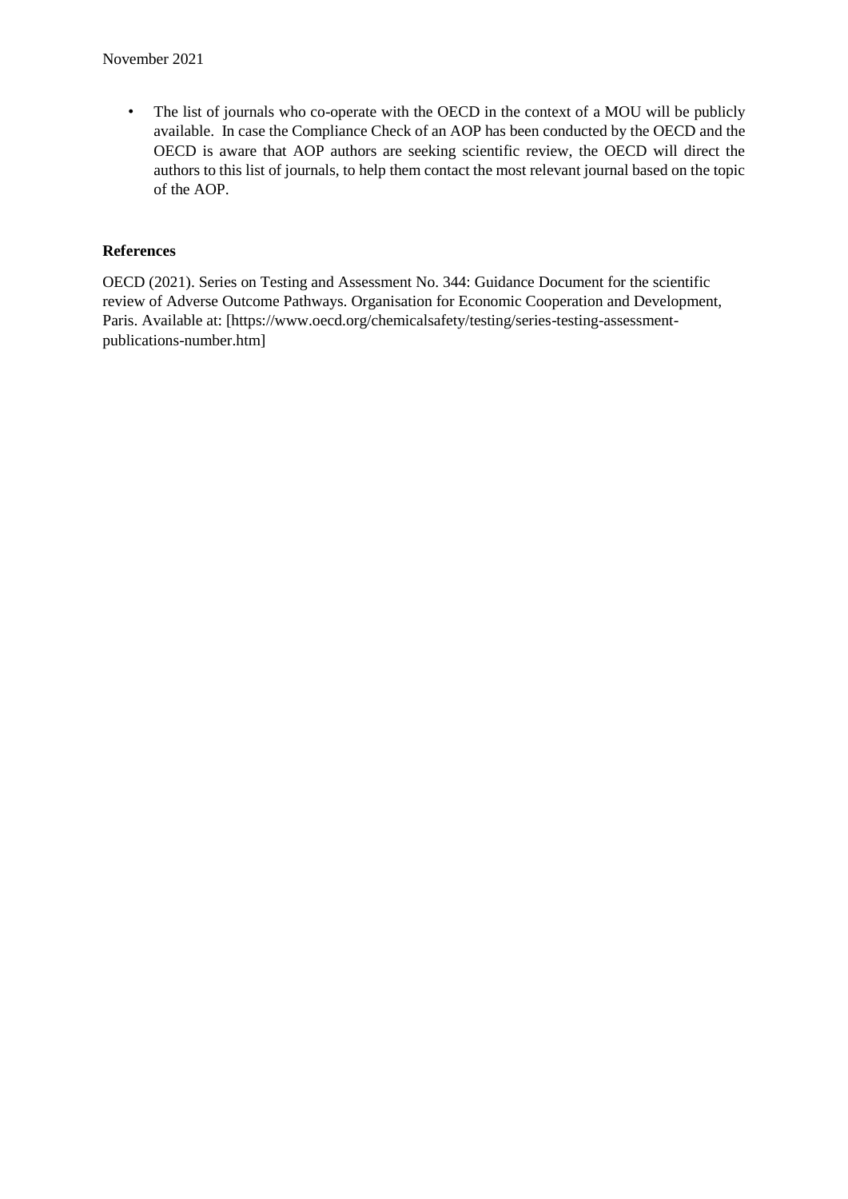- The list of journals who co-operate with the OECD in the context of a MOU will be publicly available. In case the Compliance Check of an AOP has been conducted by the OECD and the OECD is aware that AOP authors are seeking scientific review, the OECD will direct the authors to this list of journals, to help them contact the most relevant journal based on the topic of the AOP.

**References**

OECD (2021). Series on Testing and Assessment No. 344: Guidance Document for the scientific review of Adverse Outcome Pathways. Organisation for Economic Cooperation and Development, Paris. Available at: [https://www.oecd.org/chemicalsafety/testing/series-testing-assessment-publications-number.htm]